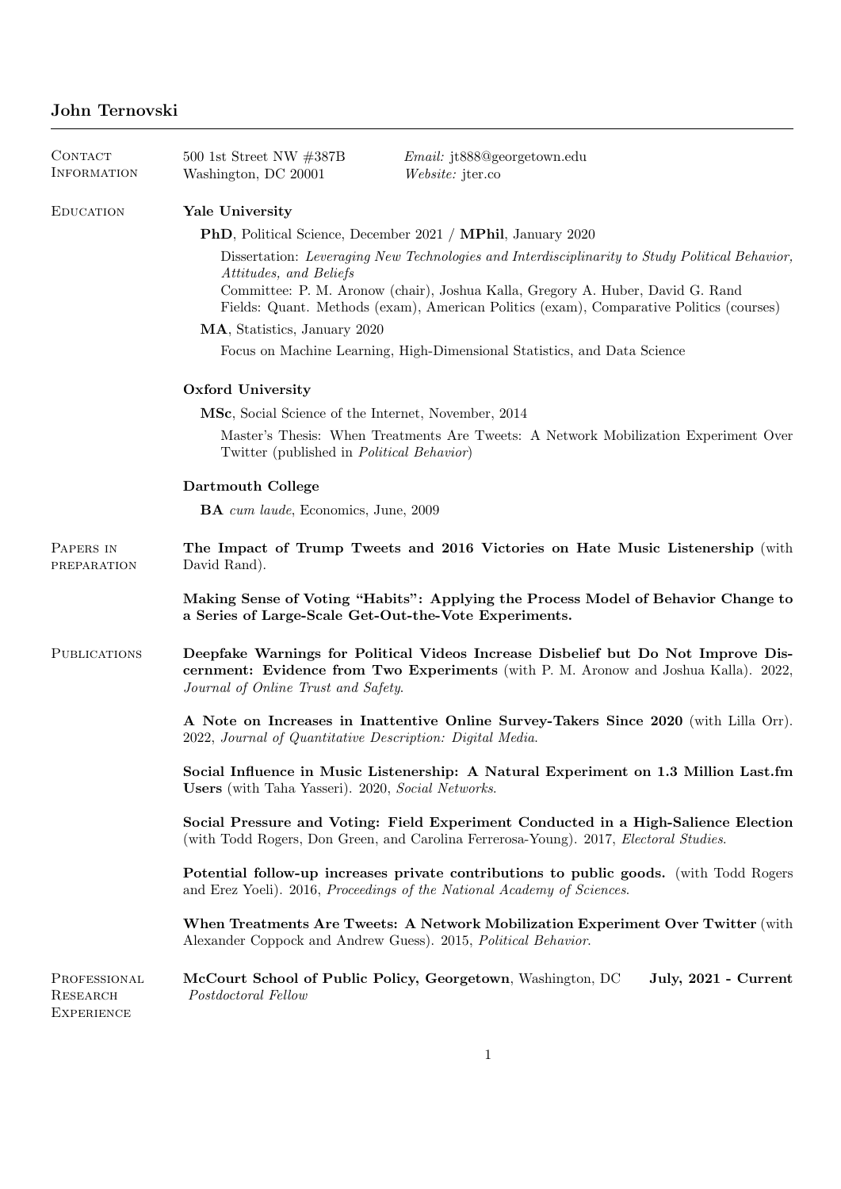# John Ternovski

## Contact Information

500 1st Street NW #387B
Washington, DC 20001

*Email:* jt888@georgetown.edu
*Website:* jter.co

## Education

### Yale University

**PhD**, Political Science, December 2021 / **MPhil**, January 2020

Dissertation: *Leveraging New Technologies and Interdisciplinarity to Study Political Behavior, Attitudes, and Beliefs*
Committee: P. M. Aronow (chair), Joshua Kalla, Gregory A. Huber, David G. Rand
Fields: Quant. Methods (exam), American Politics (exam), Comparative Politics (courses)

**MA**, Statistics, January 2020

Focus on Machine Learning, High-Dimensional Statistics, and Data Science

### Oxford University

**MSc**, Social Science of the Internet, November, 2014

Master's Thesis: When Treatments Are Tweets: A Network Mobilization Experiment Over Twitter (published in *Political Behavior*)

### Dartmouth College

**BA** *cum laude*, Economics, June, 2009

## Papers in preparation

**The Impact of Trump Tweets and 2016 Victories on Hate Music Listenership** (with David Rand).

**Making Sense of Voting "Habits": Applying the Process Model of Behavior Change to a Series of Large-Scale Get-Out-the-Vote Experiments.**

## Publications

**Deepfake Warnings for Political Videos Increase Disbelief but Do Not Improve Discernment: Evidence from Two Experiments** (with P. M. Aronow and Joshua Kalla). 2022, *Journal of Online Trust and Safety*.

**A Note on Increases in Inattentive Online Survey-Takers Since 2020** (with Lilla Orr). 2022, *Journal of Quantitative Description: Digital Media*.

**Social Influence in Music Listenership: A Natural Experiment on 1.3 Million Last.fm Users** (with Taha Yasseri). 2020, *Social Networks*.

**Social Pressure and Voting: Field Experiment Conducted in a High-Salience Election** (with Todd Rogers, Don Green, and Carolina Ferrerosa-Young). 2017, *Electoral Studies*.

**Potential follow-up increases private contributions to public goods.** (with Todd Rogers and Erez Yoeli). 2016, *Proceedings of the National Academy of Sciences*.

**When Treatments Are Tweets: A Network Mobilization Experiment Over Twitter** (with Alexander Coppock and Andrew Guess). 2015, *Political Behavior*.

## Professional Research Experience

**McCourt School of Public Policy, Georgetown**, Washington, DC — **July, 2021 - Current**
*Postdoctoral Fellow*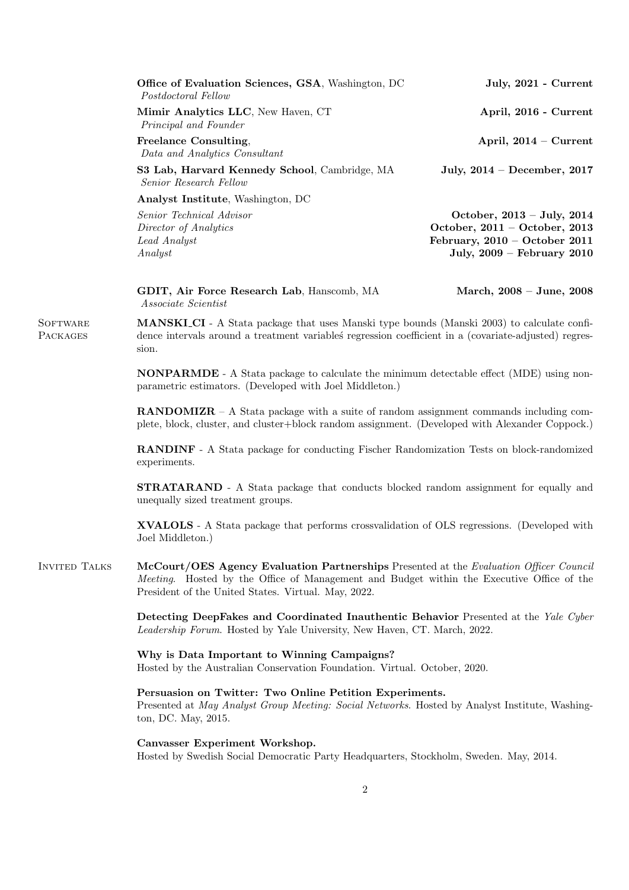**Office of Evaluation Sciences, GSA**, Washington, DC — **July, 2021 - Current**
*Postdoctoral Fellow*

**Mimir Analytics LLC**, New Haven, CT — **April, 2016 - Current**
*Principal and Founder*

**Freelance Consulting**, — **April, 2014 – Current**
*Data and Analytics Consultant*

**S3 Lab, Harvard Kennedy School**, Cambridge, MA — **July, 2014 – December, 2017**
*Senior Research Fellow*

**Analyst Institute**, Washington, DC

- *Senior Technical Advisor* — **October, 2013 – July, 2014**
- *Director of Analytics* — **October, 2011 – October, 2013**
- *Lead Analyst* — **February, 2010 – October 2011**
- *Analyst* — **July, 2009 – February 2010**

**GDIT, Air Force Research Lab**, Hanscomb, MA — **March, 2008 – June, 2008**
*Associate Scientist*

## Software Packages

**MANSKI_CI** - A Stata package that uses Manski type bounds (Manski 2003) to calculate confidence intervals around a treatment variableś regression coefficient in a (covariate-adjusted) regression.

**NONPARMDE** - A Stata package to calculate the minimum detectable effect (MDE) using nonparametric estimators. (Developed with Joel Middleton.)

**RANDOMIZR** – A Stata package with a suite of random assignment commands including complete, block, cluster, and cluster+block random assignment. (Developed with Alexander Coppock.)

**RANDINF** - A Stata package for conducting Fischer Randomization Tests on block-randomized experiments.

**STRATARAND** - A Stata package that conducts blocked random assignment for equally and unequally sized treatment groups.

**XVALOLS** - A Stata package that performs crossvalidation of OLS regressions. (Developed with Joel Middleton.)

## Invited Talks

**McCourt/OES Agency Evaluation Partnerships** Presented at the *Evaluation Officer Council Meeting*. Hosted by the Office of Management and Budget within the Executive Office of the President of the United States. Virtual. May, 2022.

**Detecting DeepFakes and Coordinated Inauthentic Behavior** Presented at the *Yale Cyber Leadership Forum*. Hosted by Yale University, New Haven, CT. March, 2022.

**Why is Data Important to Winning Campaigns?**
Hosted by the Australian Conservation Foundation. Virtual. October, 2020.

**Persuasion on Twitter: Two Online Petition Experiments.**
Presented at *May Analyst Group Meeting: Social Networks*. Hosted by Analyst Institute, Washington, DC. May, 2015.

**Canvasser Experiment Workshop.**
Hosted by Swedish Social Democratic Party Headquarters, Stockholm, Sweden. May, 2014.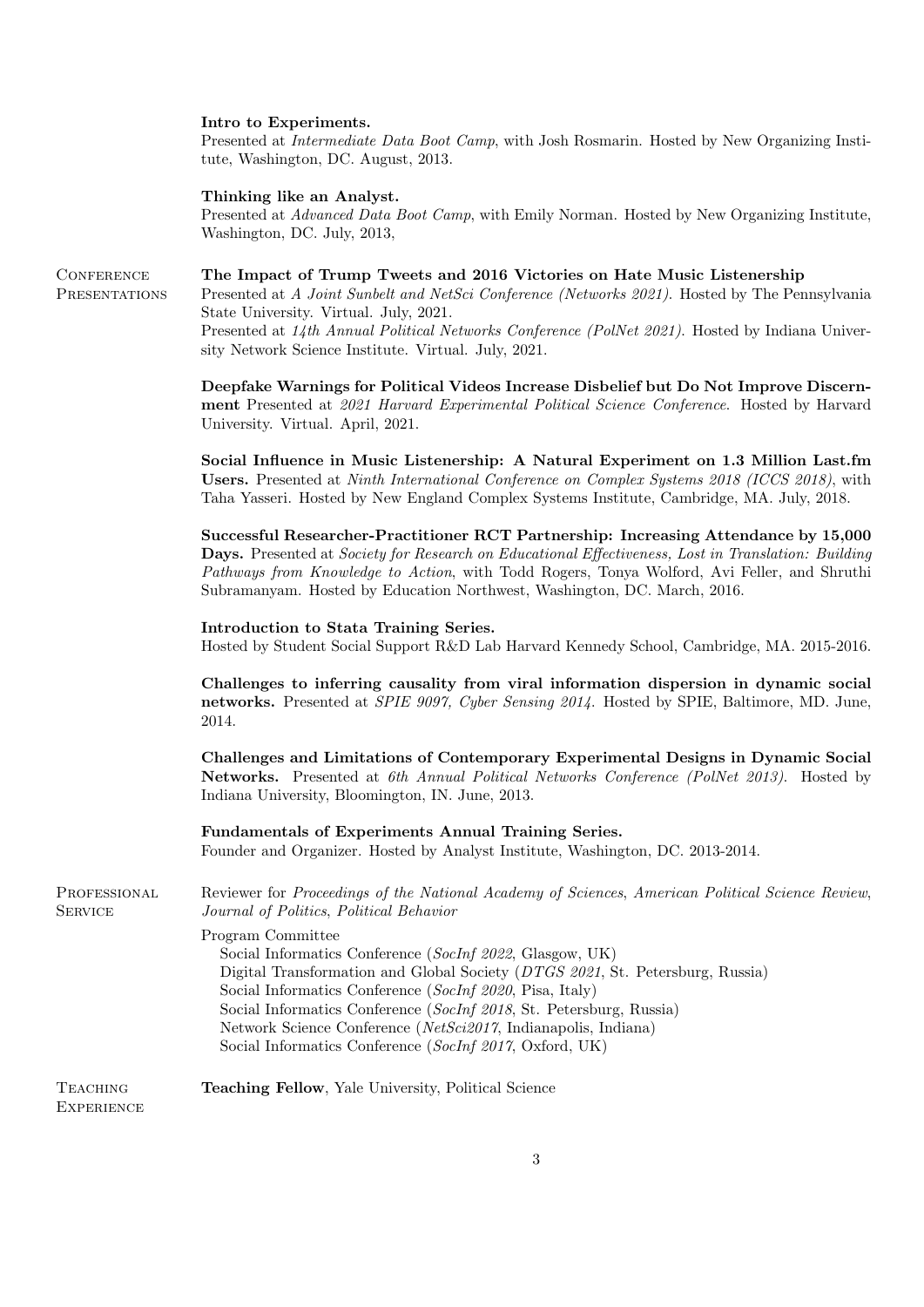**Intro to Experiments.**
Presented at *Intermediate Data Boot Camp*, with Josh Rosmarin. Hosted by New Organizing Institute, Washington, DC. August, 2013.

**Thinking like an Analyst.**
Presented at *Advanced Data Boot Camp*, with Emily Norman. Hosted by New Organizing Institute, Washington, DC. July, 2013,

## Conference Presentations

**The Impact of Trump Tweets and 2016 Victories on Hate Music Listenership**
Presented at *A Joint Sunbelt and NetSci Conference (Networks 2021)*. Hosted by The Pennsylvania State University. Virtual. July, 2021.
Presented at *14th Annual Political Networks Conference (PolNet 2021)*. Hosted by Indiana University Network Science Institute. Virtual. July, 2021.

**Deepfake Warnings for Political Videos Increase Disbelief but Do Not Improve Discernment** Presented at *2021 Harvard Experimental Political Science Conference*. Hosted by Harvard University. Virtual. April, 2021.

**Social Influence in Music Listenership: A Natural Experiment on 1.3 Million Last.fm Users.** Presented at *Ninth International Conference on Complex Systems 2018 (ICCS 2018)*, with Taha Yasseri. Hosted by New England Complex Systems Institute, Cambridge, MA. July, 2018.

**Successful Researcher-Practitioner RCT Partnership: Increasing Attendance by 15,000 Days.** Presented at *Society for Research on Educational Effectiveness, Lost in Translation: Building Pathways from Knowledge to Action*, with Todd Rogers, Tonya Wolford, Avi Feller, and Shruthi Subramanyam. Hosted by Education Northwest, Washington, DC. March, 2016.

**Introduction to Stata Training Series.**
Hosted by Student Social Support R&D Lab Harvard Kennedy School, Cambridge, MA. 2015-2016.

**Challenges to inferring causality from viral information dispersion in dynamic social networks.** Presented at *SPIE 9097, Cyber Sensing 2014*. Hosted by SPIE, Baltimore, MD. June, 2014.

**Challenges and Limitations of Contemporary Experimental Designs in Dynamic Social Networks.** Presented at *6th Annual Political Networks Conference (PolNet 2013)*. Hosted by Indiana University, Bloomington, IN. June, 2013.

**Fundamentals of Experiments Annual Training Series.**
Founder and Organizer. Hosted by Analyst Institute, Washington, DC. 2013-2014.

## Professional Service

Reviewer for *Proceedings of the National Academy of Sciences*, *American Political Science Review*, *Journal of Politics*, *Political Behavior*

Program Committee
- Social Informatics Conference (*SocInf 2022*, Glasgow, UK)
- Digital Transformation and Global Society (*DTGS 2021*, St. Petersburg, Russia)
- Social Informatics Conference (*SocInf 2020*, Pisa, Italy)
- Social Informatics Conference (*SocInf 2018*, St. Petersburg, Russia)
- Network Science Conference (*NetSci2017*, Indianapolis, Indiana)
- Social Informatics Conference (*SocInf 2017*, Oxford, UK)

## Teaching Experience

**Teaching Fellow**, Yale University, Political Science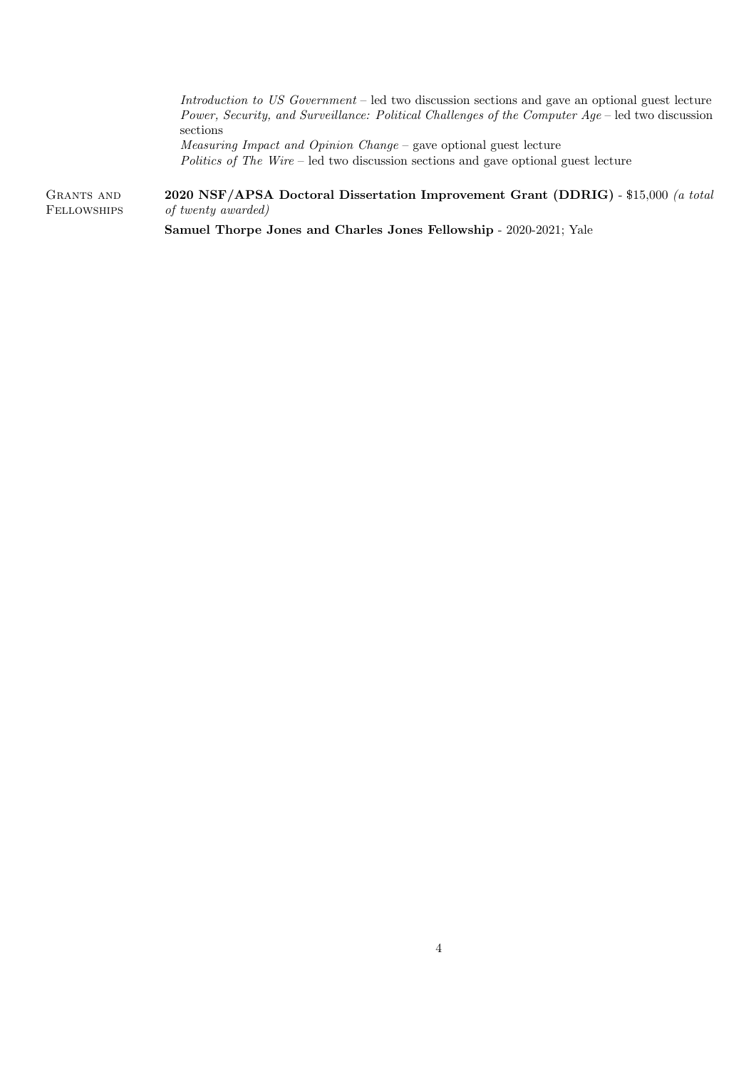*Introduction to US Government* – led two discussion sections and gave an optional guest lecture
*Power, Security, and Surveillance: Political Challenges of the Computer Age* – led two discussion sections
*Measuring Impact and Opinion Change* – gave optional guest lecture
*Politics of The Wire* – led two discussion sections and gave optional guest lecture

## Grants and Fellowships

**2020 NSF/APSA Doctoral Dissertation Improvement Grant (DDRIG)** - $15,000 *(a total of twenty awarded)*

**Samuel Thorpe Jones and Charles Jones Fellowship** - 2020-2021; Yale